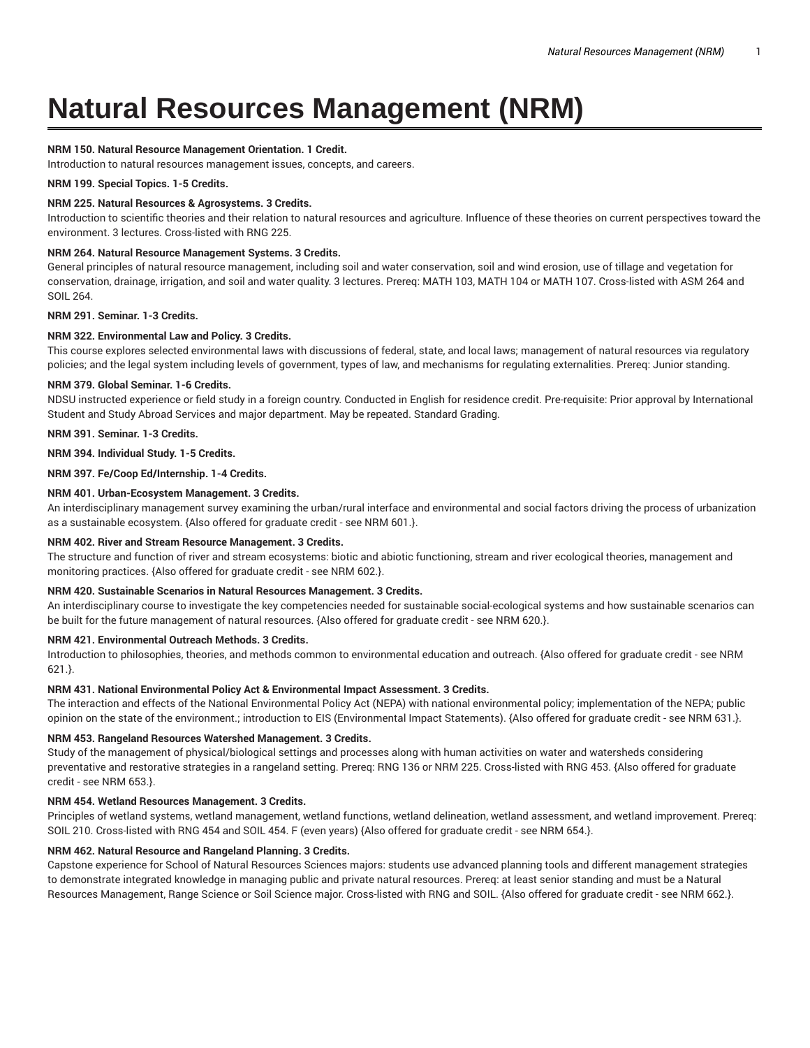# Natural Resources Management (NRM)

**NRM 150. Natural Resource Management Orientation. 1 Credit.**
Introduction to natural resources management issues, concepts, and careers.

**NRM 199. Special Topics. 1-5 Credits.**

**NRM 225. Natural Resources & Agrosystems. 3 Credits.**
Introduction to scientific theories and their relation to natural resources and agriculture. Influence of these theories on current perspectives toward the environment. 3 lectures. Cross-listed with RNG 225.

**NRM 264. Natural Resource Management Systems. 3 Credits.**
General principles of natural resource management, including soil and water conservation, soil and wind erosion, use of tillage and vegetation for conservation, drainage, irrigation, and soil and water quality. 3 lectures. Prereq: MATH 103, MATH 104 or MATH 107. Cross-listed with ASM 264 and SOIL 264.

**NRM 291. Seminar. 1-3 Credits.**

**NRM 322. Environmental Law and Policy. 3 Credits.**
This course explores selected environmental laws with discussions of federal, state, and local laws; management of natural resources via regulatory policies; and the legal system including levels of government, types of law, and mechanisms for regulating externalities. Prereq: Junior standing.

**NRM 379. Global Seminar. 1-6 Credits.**
NDSU instructed experience or field study in a foreign country. Conducted in English for residence credit. Pre-requisite: Prior approval by International Student and Study Abroad Services and major department. May be repeated. Standard Grading.

**NRM 391. Seminar. 1-3 Credits.**

**NRM 394. Individual Study. 1-5 Credits.**

**NRM 397. Fe/Coop Ed/Internship. 1-4 Credits.**

**NRM 401. Urban-Ecosystem Management. 3 Credits.**
An interdisciplinary management survey examining the urban/rural interface and environmental and social factors driving the process of urbanization as a sustainable ecosystem. {Also offered for graduate credit - see NRM 601.}.

**NRM 402. River and Stream Resource Management. 3 Credits.**
The structure and function of river and stream ecosystems: biotic and abiotic functioning, stream and river ecological theories, management and monitoring practices. {Also offered for graduate credit - see NRM 602.}.

**NRM 420. Sustainable Scenarios in Natural Resources Management. 3 Credits.**
An interdisciplinary course to investigate the key competencies needed for sustainable social-ecological systems and how sustainable scenarios can be built for the future management of natural resources. {Also offered for graduate credit - see NRM 620.}.

**NRM 421. Environmental Outreach Methods. 3 Credits.**
Introduction to philosophies, theories, and methods common to environmental education and outreach. {Also offered for graduate credit - see NRM 621.}.

**NRM 431. National Environmental Policy Act & Environmental Impact Assessment. 3 Credits.**
The interaction and effects of the National Environmental Policy Act (NEPA) with national environmental policy; implementation of the NEPA; public opinion on the state of the environment.; introduction to EIS (Environmental Impact Statements). {Also offered for graduate credit - see NRM 631.}.

**NRM 453. Rangeland Resources Watershed Management. 3 Credits.**
Study of the management of physical/biological settings and processes along with human activities on water and watersheds considering preventative and restorative strategies in a rangeland setting. Prereq: RNG 136 or NRM 225. Cross-listed with RNG 453. {Also offered for graduate credit - see NRM 653.}.

**NRM 454. Wetland Resources Management. 3 Credits.**
Principles of wetland systems, wetland management, wetland functions, wetland delineation, wetland assessment, and wetland improvement. Prereq: SOIL 210. Cross-listed with RNG 454 and SOIL 454. F (even years) {Also offered for graduate credit - see NRM 654.}.

**NRM 462. Natural Resource and Rangeland Planning. 3 Credits.**
Capstone experience for School of Natural Resources Sciences majors: students use advanced planning tools and different management strategies to demonstrate integrated knowledge in managing public and private natural resources. Prereq: at least senior standing and must be a Natural Resources Management, Range Science or Soil Science major. Cross-listed with RNG and SOIL. {Also offered for graduate credit - see NRM 662.}.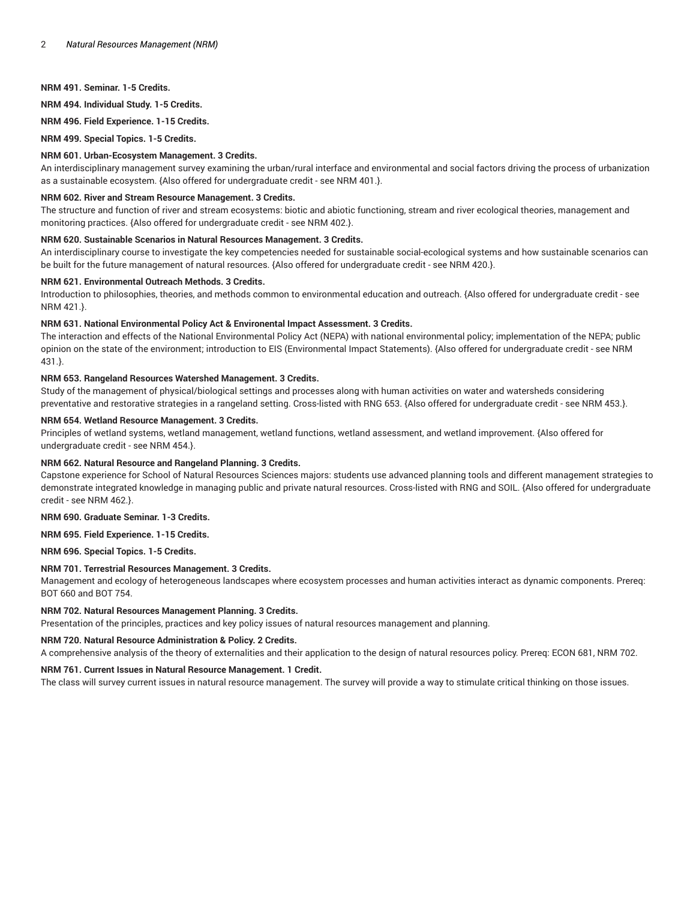**NRM 491. Seminar. 1-5 Credits.**

**NRM 494. Individual Study. 1-5 Credits.**

**NRM 496. Field Experience. 1-15 Credits.**

**NRM 499. Special Topics. 1-5 Credits.**

**NRM 601. Urban-Ecosystem Management. 3 Credits.**
An interdisciplinary management survey examining the urban/rural interface and environmental and social factors driving the process of urbanization as a sustainable ecosystem. {Also offered for undergraduate credit - see NRM 401.}.

**NRM 602. River and Stream Resource Management. 3 Credits.**
The structure and function of river and stream ecosystems: biotic and abiotic functioning, stream and river ecological theories, management and monitoring practices. {Also offered for undergraduate credit - see NRM 402.}.

**NRM 620. Sustainable Scenarios in Natural Resources Management. 3 Credits.**
An interdisciplinary course to investigate the key competencies needed for sustainable social-ecological systems and how sustainable scenarios can be built for the future management of natural resources. {Also offered for undergraduate credit - see NRM 420.}.

**NRM 621. Environmental Outreach Methods. 3 Credits.**
Introduction to philosophies, theories, and methods common to environmental education and outreach. {Also offered for undergraduate credit - see NRM 421.}.

**NRM 631. National Environmental Policy Act & Environental Impact Assessment. 3 Credits.**
The interaction and effects of the National Environmental Policy Act (NEPA) with national environmental policy; implementation of the NEPA; public opinion on the state of the environment; introduction to EIS (Environmental Impact Statements). {Also offered for undergraduate credit - see NRM 431.}.

**NRM 653. Rangeland Resources Watershed Management. 3 Credits.**
Study of the management of physical/biological settings and processes along with human activities on water and watersheds considering preventative and restorative strategies in a rangeland setting. Cross-listed with RNG 653. {Also offered for undergraduate credit - see NRM 453.}.

**NRM 654. Wetland Resource Management. 3 Credits.**
Principles of wetland systems, wetland management, wetland functions, wetland assessment, and wetland improvement. {Also offered for undergraduate credit - see NRM 454.}.

**NRM 662. Natural Resource and Rangeland Planning. 3 Credits.**
Capstone experience for School of Natural Resources Sciences majors: students use advanced planning tools and different management strategies to demonstrate integrated knowledge in managing public and private natural resources. Cross-listed with RNG and SOIL. {Also offered for undergraduate credit - see NRM 462.}.

**NRM 690. Graduate Seminar. 1-3 Credits.**

**NRM 695. Field Experience. 1-15 Credits.**

**NRM 696. Special Topics. 1-5 Credits.**

**NRM 701. Terrestrial Resources Management. 3 Credits.**
Management and ecology of heterogeneous landscapes where ecosystem processes and human activities interact as dynamic components. Prereq: BOT 660 and BOT 754.

**NRM 702. Natural Resources Management Planning. 3 Credits.**
Presentation of the principles, practices and key policy issues of natural resources management and planning.

**NRM 720. Natural Resource Administration & Policy. 2 Credits.**
A comprehensive analysis of the theory of externalities and their application to the design of natural resources policy. Prereq: ECON 681, NRM 702.

**NRM 761. Current Issues in Natural Resource Management. 1 Credit.**
The class will survey current issues in natural resource management. The survey will provide a way to stimulate critical thinking on those issues.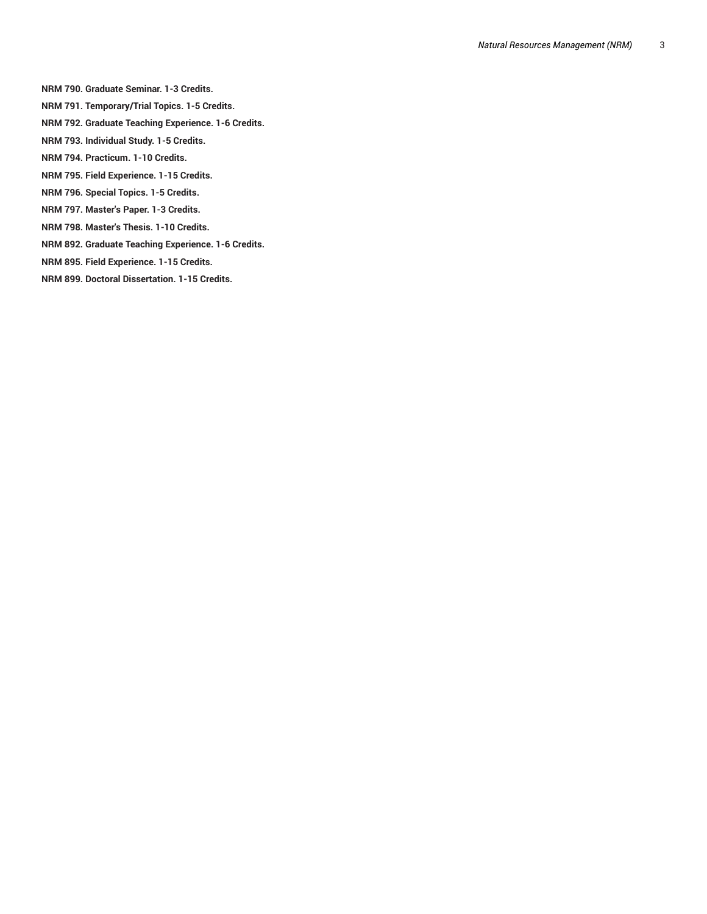**NRM 790. Graduate Seminar. 1-3 Credits.**

**NRM 791. Temporary/Trial Topics. 1-5 Credits.**

**NRM 792. Graduate Teaching Experience. 1-6 Credits.**

**NRM 793. Individual Study. 1-5 Credits.**

**NRM 794. Practicum. 1-10 Credits.**

**NRM 795. Field Experience. 1-15 Credits.**

**NRM 796. Special Topics. 1-5 Credits.**

**NRM 797. Master's Paper. 1-3 Credits.**

**NRM 798. Master's Thesis. 1-10 Credits.**

**NRM 892. Graduate Teaching Experience. 1-6 Credits.**

**NRM 895. Field Experience. 1-15 Credits.**

**NRM 899. Doctoral Dissertation. 1-15 Credits.**